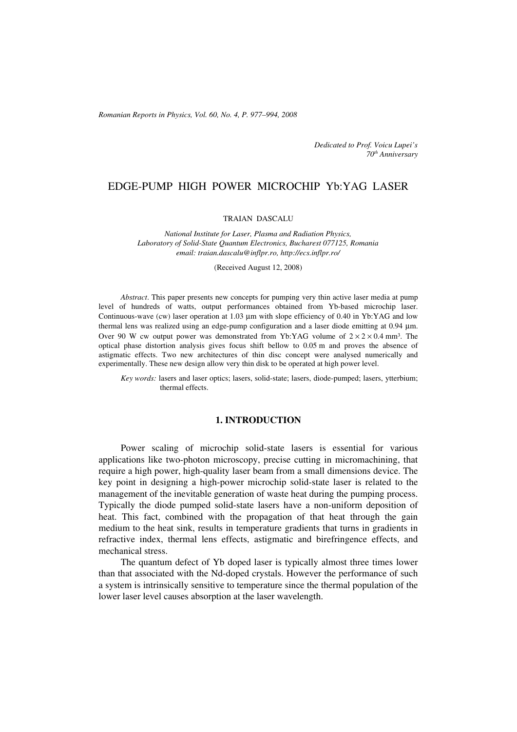*Dedicated to Prof. Voicu Lupei's 70th Anniversary*

# EDGE-PUMP HIGH POWER MICROCHIP Yb:YAG LASER

TRAIAN DASCALU

*National Institute for Laser, Plasma and Radiation Physics, Laboratory of Solid-State Quantum Electronics, Bucharest 077125, Romania*
*email: traian.dascalu@inflpr.ro, http://ecs.inflpr.ro/*

(Received August 12, 2008)

*Abstract*. This paper presents new concepts for pumping very thin active laser media at pump level of hundreds of watts, output performances obtained from Yb-based microchip laser. Continuous-wave (cw) laser operation at 1.03 μm with slope efficiency of 0.40 in Yb:YAG and low thermal lens was realized using an edge-pump configuration and a laser diode emitting at 0.94 μm. Over 90 W cw output power was demonstrated from Yb:YAG volume of $2 \times 2 \times 0.4$ mm³. The optical phase distortion analysis gives focus shift bellow to 0.05 m and proves the absence of astigmatic effects. Two new architectures of thin disc concept were analysed numerically and experimentally. These new design allow very thin disk to be operated at high power level.

*Key words:* lasers and laser optics; lasers, solid-state; lasers, diode-pumped; lasers, ytterbium; thermal effects.

## 1. INTRODUCTION

Power scaling of microchip solid-state lasers is essential for various applications like two-photon microscopy, precise cutting in micromachining, that require a high power, high-quality laser beam from a small dimensions device. The key point in designing a high-power microchip solid-state laser is related to the management of the inevitable generation of waste heat during the pumping process. Typically the diode pumped solid-state lasers have a non-uniform deposition of heat. This fact, combined with the propagation of that heat through the gain medium to the heat sink, results in temperature gradients that turns in gradients in refractive index, thermal lens effects, astigmatic and birefringence effects, and mechanical stress.

The quantum defect of Yb doped laser is typically almost three times lower than that associated with the Nd-doped crystals. However the performance of such a system is intrinsically sensitive to temperature since the thermal population of the lower laser level causes absorption at the laser wavelength.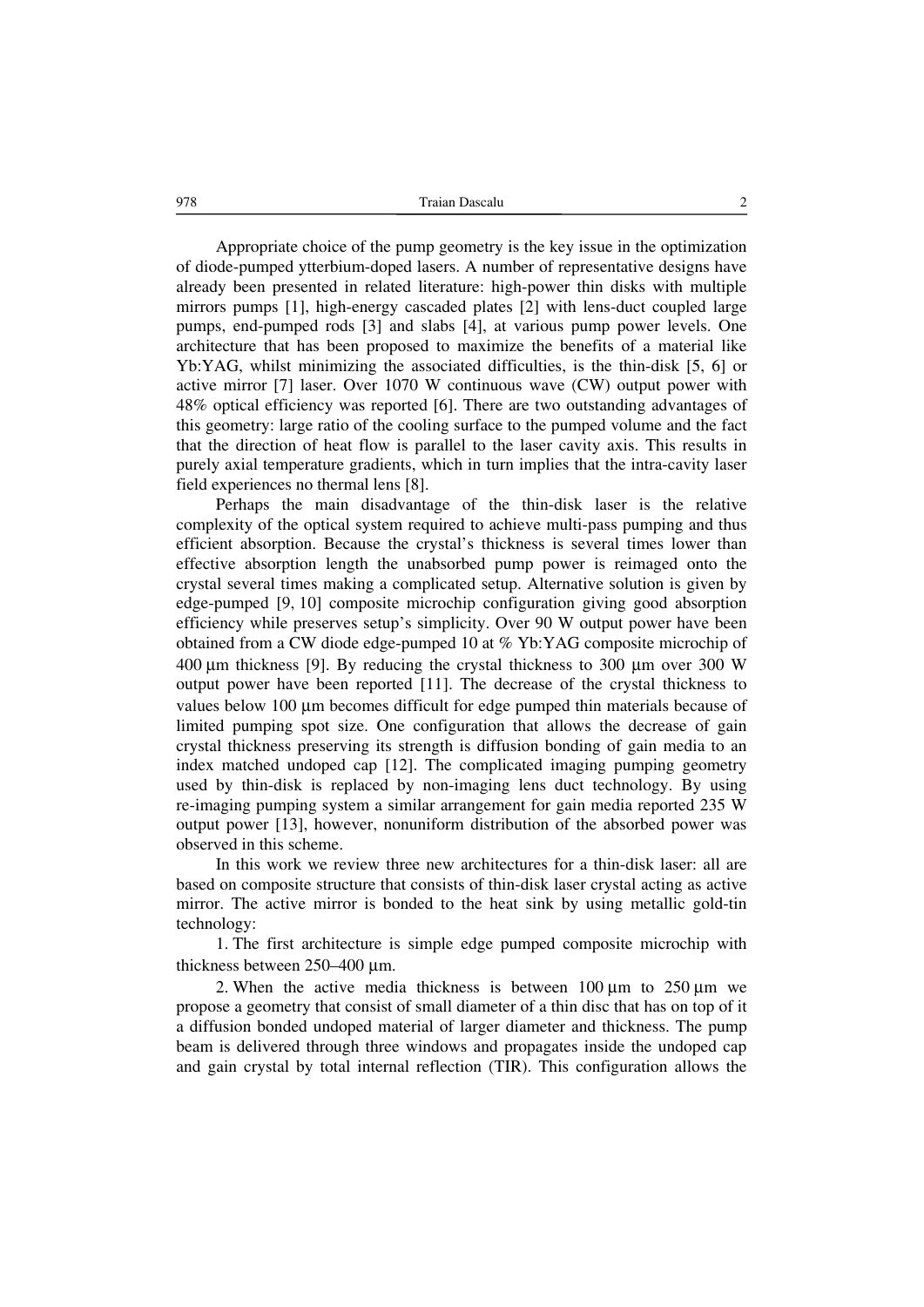Appropriate choice of the pump geometry is the key issue in the optimization of diode-pumped ytterbium-doped lasers. A number of representative designs have already been presented in related literature: high-power thin disks with multiple mirrors pumps [1], high-energy cascaded plates [2] with lens-duct coupled large pumps, end-pumped rods [3] and slabs [4], at various pump power levels. One architecture that has been proposed to maximize the benefits of a material like Yb:YAG, whilst minimizing the associated difficulties, is the thin-disk [5, 6] or active mirror [7] laser. Over 1070 W continuous wave (CW) output power with 48% optical efficiency was reported [6]. There are two outstanding advantages of this geometry: large ratio of the cooling surface to the pumped volume and the fact that the direction of heat flow is parallel to the laser cavity axis. This results in purely axial temperature gradients, which in turn implies that the intra-cavity laser field experiences no thermal lens [8].

Perhaps the main disadvantage of the thin-disk laser is the relative complexity of the optical system required to achieve multi-pass pumping and thus efficient absorption. Because the crystal's thickness is several times lower than effective absorption length the unabsorbed pump power is reimaged onto the crystal several times making a complicated setup. Alternative solution is given by edge-pumped [9, 10] composite microchip configuration giving good absorption efficiency while preserves setup's simplicity. Over 90 W output power have been obtained from a CW diode edge-pumped 10 at % Yb:YAG composite microchip of 400 μm thickness [9]. By reducing the crystal thickness to 300 μm over 300 W output power have been reported [11]. The decrease of the crystal thickness to values below 100 μm becomes difficult for edge pumped thin materials because of limited pumping spot size. One configuration that allows the decrease of gain crystal thickness preserving its strength is diffusion bonding of gain media to an index matched undoped cap [12]. The complicated imaging pumping geometry used by thin-disk is replaced by non-imaging lens duct technology. By using re-imaging pumping system a similar arrangement for gain media reported 235 W output power [13], however, nonuniform distribution of the absorbed power was observed in this scheme.

In this work we review three new architectures for a thin-disk laser: all are based on composite structure that consists of thin-disk laser crystal acting as active mirror. The active mirror is bonded to the heat sink by using metallic gold-tin technology:

1. The first architecture is simple edge pumped composite microchip with thickness between 250–400 μm.

2. When the active media thickness is between 100 μm to 250 μm we propose a geometry that consist of small diameter of a thin disc that has on top of it a diffusion bonded undoped material of larger diameter and thickness. The pump beam is delivered through three windows and propagates inside the undoped cap and gain crystal by total internal reflection (TIR). This configuration allows the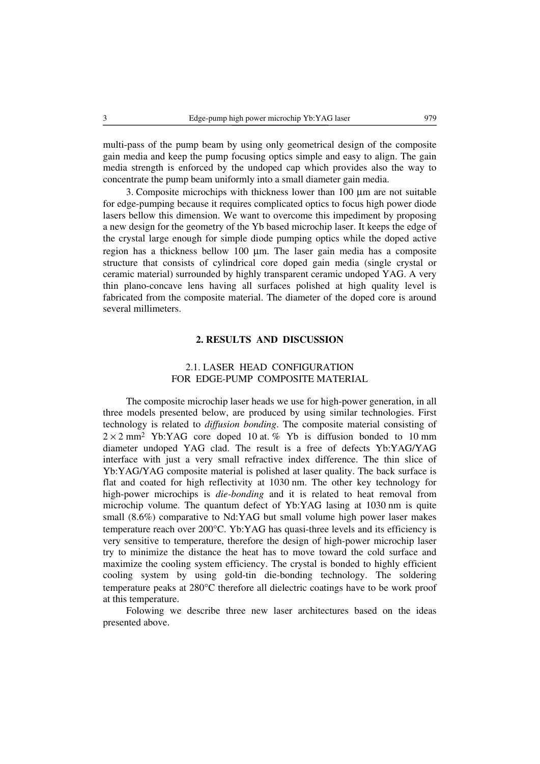multi-pass of the pump beam by using only geometrical design of the composite gain media and keep the pump focusing optics simple and easy to align. The gain media strength is enforced by the undoped cap which provides also the way to concentrate the pump beam uniformly into a small diameter gain media.

3. Composite microchips with thickness lower than 100 μm are not suitable for edge-pumping because it requires complicated optics to focus high power diode lasers bellow this dimension. We want to overcome this impediment by proposing a new design for the geometry of the Yb based microchip laser. It keeps the edge of the crystal large enough for simple diode pumping optics while the doped active region has a thickness bellow 100 μm. The laser gain media has a composite structure that consists of cylindrical core doped gain media (single crystal or ceramic material) surrounded by highly transparent ceramic undoped YAG. A very thin plano-concave lens having all surfaces polished at high quality level is fabricated from the composite material. The diameter of the doped core is around several millimeters.

## 2. RESULTS AND DISCUSSION

### 2.1. LASER HEAD CONFIGURATION FOR EDGE-PUMP COMPOSITE MATERIAL

The composite microchip laser heads we use for high-power generation, in all three models presented below, are produced by using similar technologies. First technology is related to *diffusion bonding*. The composite material consisting of $2 \times 2$ mm$^2$ Yb:YAG core doped 10 at. % Yb is diffusion bonded to 10 mm diameter undoped YAG clad. The result is a free of defects Yb:YAG/YAG interface with just a very small refractive index difference. The thin slice of Yb:YAG/YAG composite material is polished at laser quality. The back surface is flat and coated for high reflectivity at 1030 nm. The other key technology for high-power microchips is *die-bonding* and it is related to heat removal from microchip volume. The quantum defect of Yb:YAG lasing at 1030 nm is quite small (8.6%) comparative to Nd:YAG but small volume high power laser makes temperature reach over 200°C. Yb:YAG has quasi-three levels and its efficiency is very sensitive to temperature, therefore the design of high-power microchip laser try to minimize the distance the heat has to move toward the cold surface and maximize the cooling system efficiency. The crystal is bonded to highly efficient cooling system by using gold-tin die-bonding technology. The soldering temperature peaks at 280°C therefore all dielectric coatings have to be work proof at this temperature.

Folowing we describe three new laser architectures based on the ideas presented above.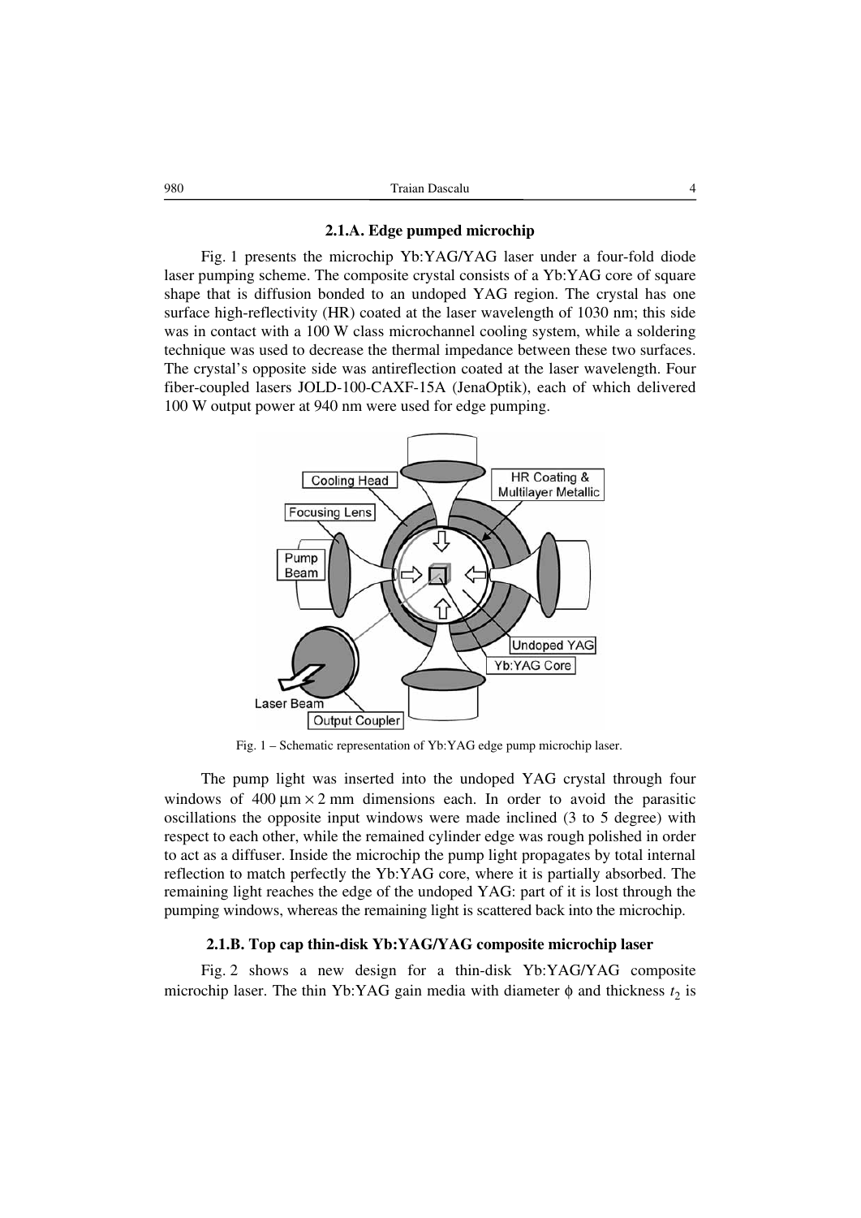### 2.1.A. Edge pumped microchip

Fig. 1 presents the microchip Yb:YAG/YAG laser under a four-fold diode laser pumping scheme. The composite crystal consists of a Yb:YAG core of square shape that is diffusion bonded to an undoped YAG region. The crystal has one surface high-reflectivity (HR) coated at the laser wavelength of 1030 nm; this side was in contact with a 100 W class microchannel cooling system, while a soldering technique was used to decrease the thermal impedance between these two surfaces. The crystal's opposite side was antireflection coated at the laser wavelength. Four fiber-coupled lasers JOLD-100-CAXF-15A (JenaOptik), each of which delivered 100 W output power at 940 nm were used for edge pumping.

Fig. 1 – Schematic representation of Yb:YAG edge pump microchip laser.

The pump light was inserted into the undoped YAG crystal through four windows of 400 μm × 2 mm dimensions each. In order to avoid the parasitic oscillations the opposite input windows were made inclined (3 to 5 degree) with respect to each other, while the remained cylinder edge was rough polished in order to act as a diffuser. Inside the microchip the pump light propagates by total internal reflection to match perfectly the Yb:YAG core, where it is partially absorbed. The remaining light reaches the edge of the undoped YAG: part of it is lost through the pumping windows, whereas the remaining light is scattered back into the microchip.

### 2.1.B. Top cap thin-disk Yb:YAG/YAG composite microchip laser

Fig. 2 shows a new design for a thin-disk Yb:YAG/YAG composite microchip laser. The thin Yb:YAG gain media with diameter $\phi$ and thickness $t_2$ is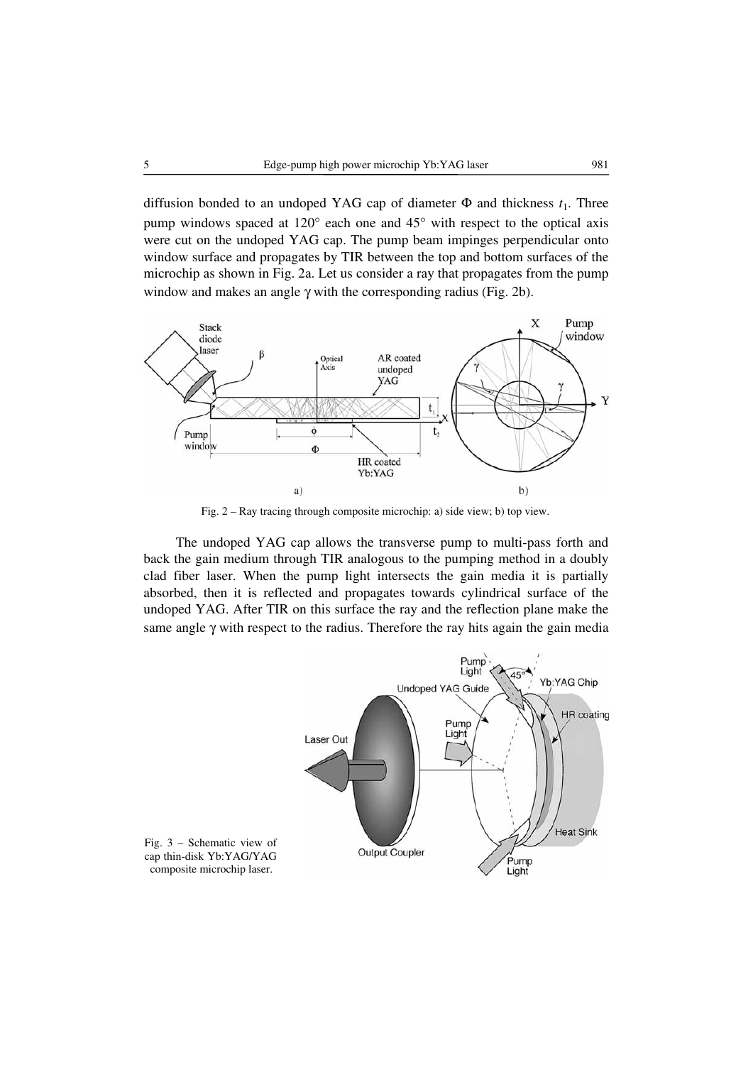diffusion bonded to an undoped YAG cap of diameter $\Phi$ and thickness $t_1$. Three pump windows spaced at 120° each one and 45° with respect to the optical axis were cut on the undoped YAG cap. The pump beam impinges perpendicular onto window surface and propagates by TIR between the top and bottom surfaces of the microchip as shown in Fig. 2a. Let us consider a ray that propagates from the pump window and makes an angle $\gamma$ with the corresponding radius (Fig. 2b).

Fig. 2 – Ray tracing through composite microchip: a) side view; b) top view.

The undoped YAG cap allows the transverse pump to multi-pass forth and back the gain medium through TIR analogous to the pumping method in a doubly clad fiber laser. When the pump light intersects the gain media it is partially absorbed, then it is reflected and propagates towards cylindrical surface of the undoped YAG. After TIR on this surface the ray and the reflection plane make the same angle $\gamma$ with respect to the radius. Therefore the ray hits again the gain media

Fig. 3 – Schematic view of cap thin-disk Yb:YAG/YAG composite microchip laser.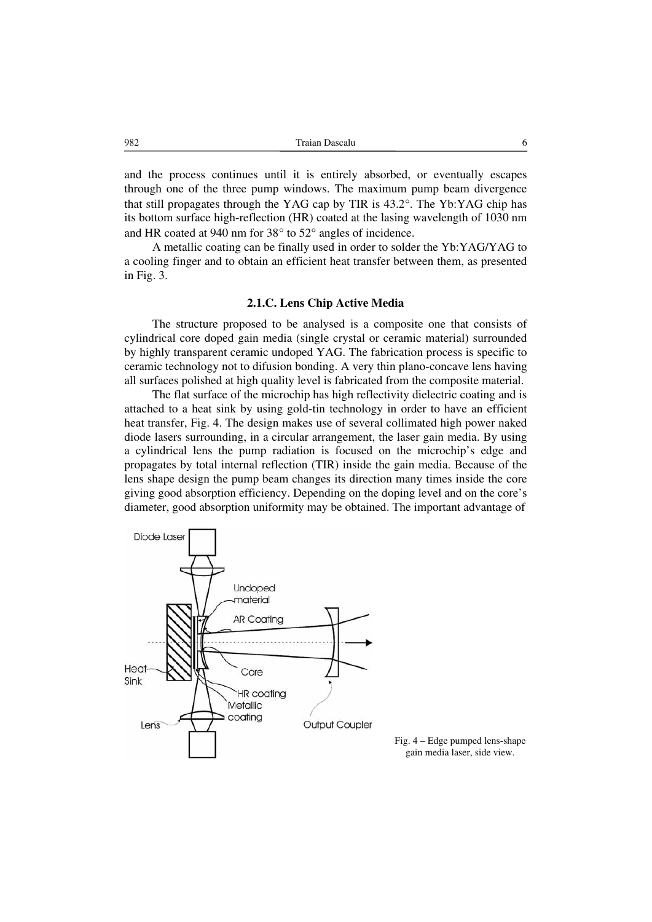and the process continues until it is entirely absorbed, or eventually escapes through one of the three pump windows. The maximum pump beam divergence that still propagates through the YAG cap by TIR is 43.2°. The Yb:YAG chip has its bottom surface high-reflection (HR) coated at the lasing wavelength of 1030 nm and HR coated at 940 nm for 38° to 52° angles of incidence.

A metallic coating can be finally used in order to solder the Yb:YAG/YAG to a cooling finger and to obtain an efficient heat transfer between them, as presented in Fig. 3.

### 2.1.C. Lens Chip Active Media

The structure proposed to be analysed is a composite one that consists of cylindrical core doped gain media (single crystal or ceramic material) surrounded by highly transparent ceramic undoped YAG. The fabrication process is specific to ceramic technology not to difusion bonding. A very thin plano-concave lens having all surfaces polished at high quality level is fabricated from the composite material.

The flat surface of the microchip has high reflectivity dielectric coating and is attached to a heat sink by using gold-tin technology in order to have an efficient heat transfer, Fig. 4. The design makes use of several collimated high power naked diode lasers surrounding, in a circular arrangement, the laser gain media. By using a cylindrical lens the pump radiation is focused on the microchip's edge and propagates by total internal reflection (TIR) inside the gain media. Because of the lens shape design the pump beam changes its direction many times inside the core giving good absorption efficiency. Depending on the doping level and on the core's diameter, good absorption uniformity may be obtained. The important advantage of

Fig. 4 – Edge pumped lens-shape gain media laser, side view.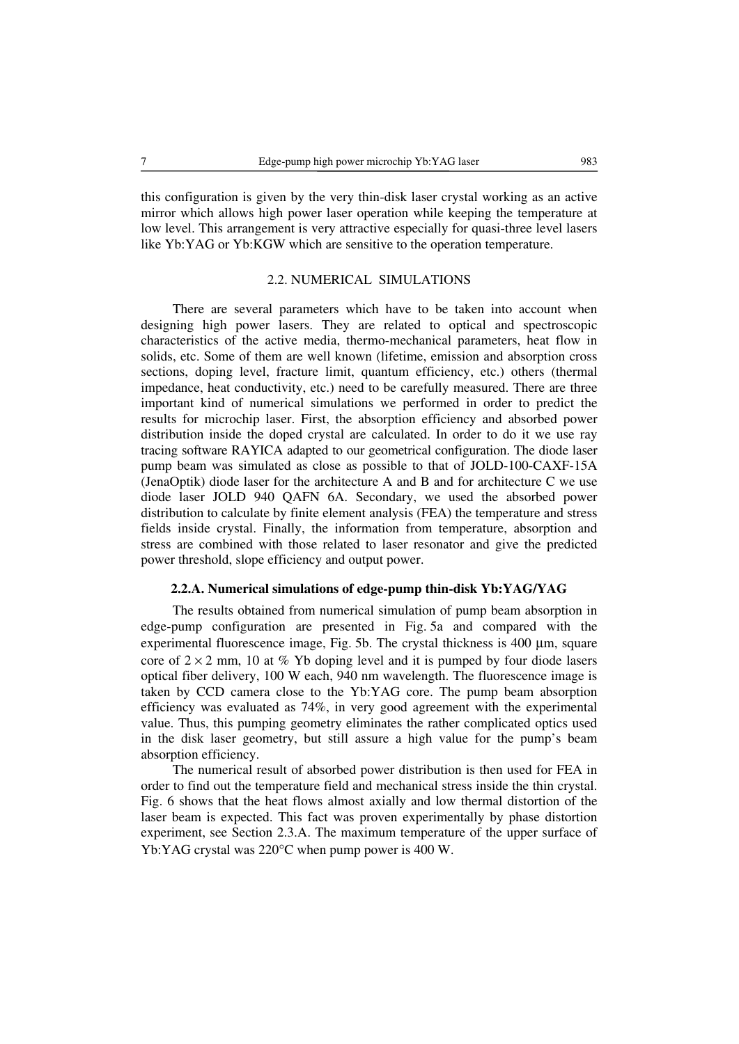this configuration is given by the very thin-disk laser crystal working as an active mirror which allows high power laser operation while keeping the temperature at low level. This arrangement is very attractive especially for quasi-three level lasers like Yb:YAG or Yb:KGW which are sensitive to the operation temperature.

## 2.2. NUMERICAL SIMULATIONS

There are several parameters which have to be taken into account when designing high power lasers. They are related to optical and spectroscopic characteristics of the active media, thermo-mechanical parameters, heat flow in solids, etc. Some of them are well known (lifetime, emission and absorption cross sections, doping level, fracture limit, quantum efficiency, etc.) others (thermal impedance, heat conductivity, etc.) need to be carefully measured. There are three important kind of numerical simulations we performed in order to predict the results for microchip laser. First, the absorption efficiency and absorbed power distribution inside the doped crystal are calculated. In order to do it we use ray tracing software RAYICA adapted to our geometrical configuration. The diode laser pump beam was simulated as close as possible to that of JOLD-100-CAXF-15A (JenaOptik) diode laser for the architecture A and B and for architecture C we use diode laser JOLD 940 QAFN 6A. Secondary, we used the absorbed power distribution to calculate by finite element analysis (FEA) the temperature and stress fields inside crystal. Finally, the information from temperature, absorption and stress are combined with those related to laser resonator and give the predicted power threshold, slope efficiency and output power.

### 2.2.A. Numerical simulations of edge-pump thin-disk Yb:YAG/YAG

The results obtained from numerical simulation of pump beam absorption in edge-pump configuration are presented in Fig. 5a and compared with the experimental fluorescence image, Fig. 5b. The crystal thickness is 400 μm, square core of $2 \times 2$ mm, 10 at % Yb doping level and it is pumped by four diode lasers optical fiber delivery, 100 W each, 940 nm wavelength. The fluorescence image is taken by CCD camera close to the Yb:YAG core. The pump beam absorption efficiency was evaluated as 74%, in very good agreement with the experimental value. Thus, this pumping geometry eliminates the rather complicated optics used in the disk laser geometry, but still assure a high value for the pump's beam absorption efficiency.

The numerical result of absorbed power distribution is then used for FEA in order to find out the temperature field and mechanical stress inside the thin crystal. Fig. 6 shows that the heat flows almost axially and low thermal distortion of the laser beam is expected. This fact was proven experimentally by phase distortion experiment, see Section 2.3.A. The maximum temperature of the upper surface of Yb:YAG crystal was 220°C when pump power is 400 W.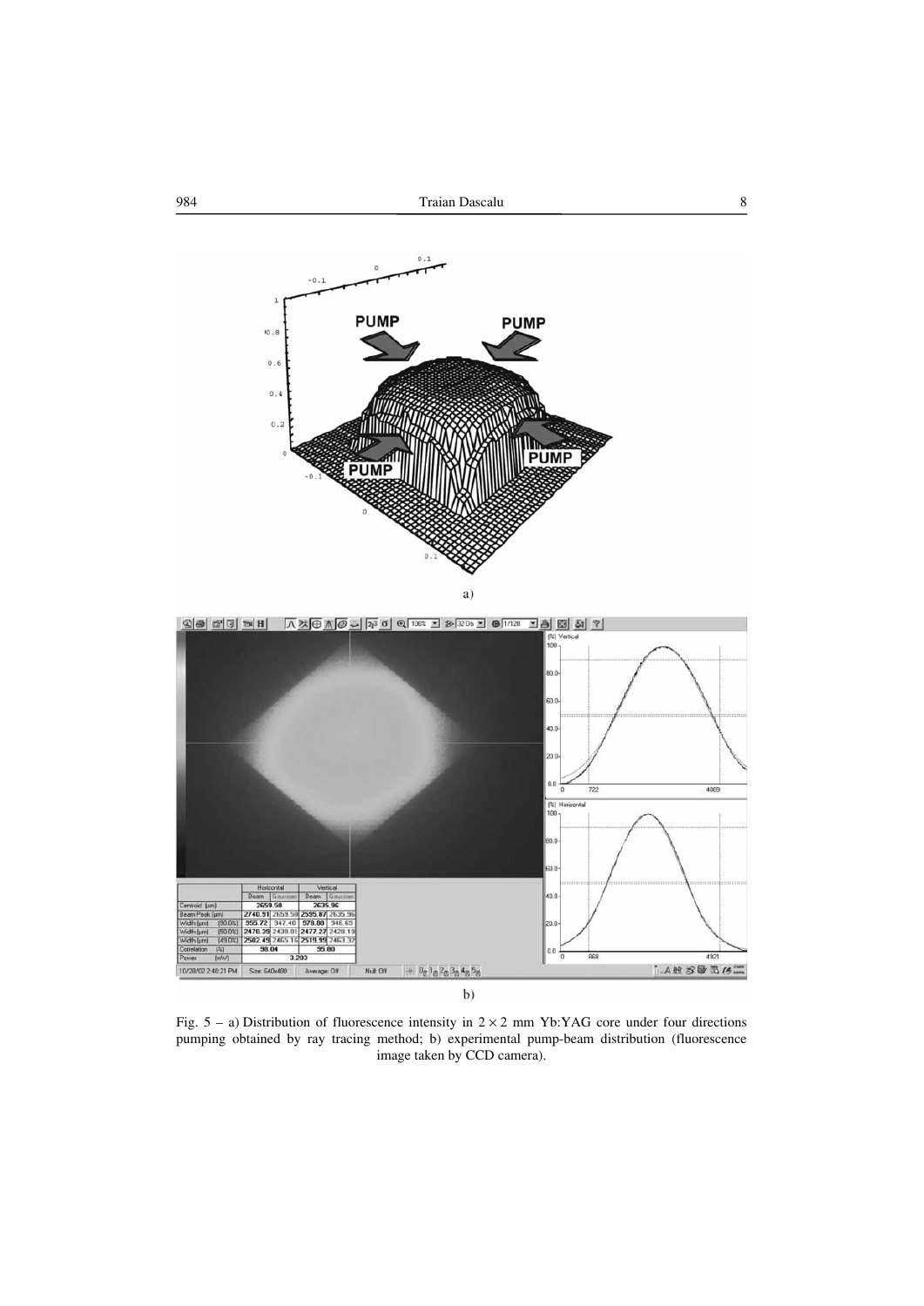Fig. 5 – a) Distribution of fluorescence intensity in $2 \times 2$ mm Yb:YAG core under four directions pumping obtained by ray tracing method; b) experimental pump-beam distribution (fluorescence image taken by CCD camera).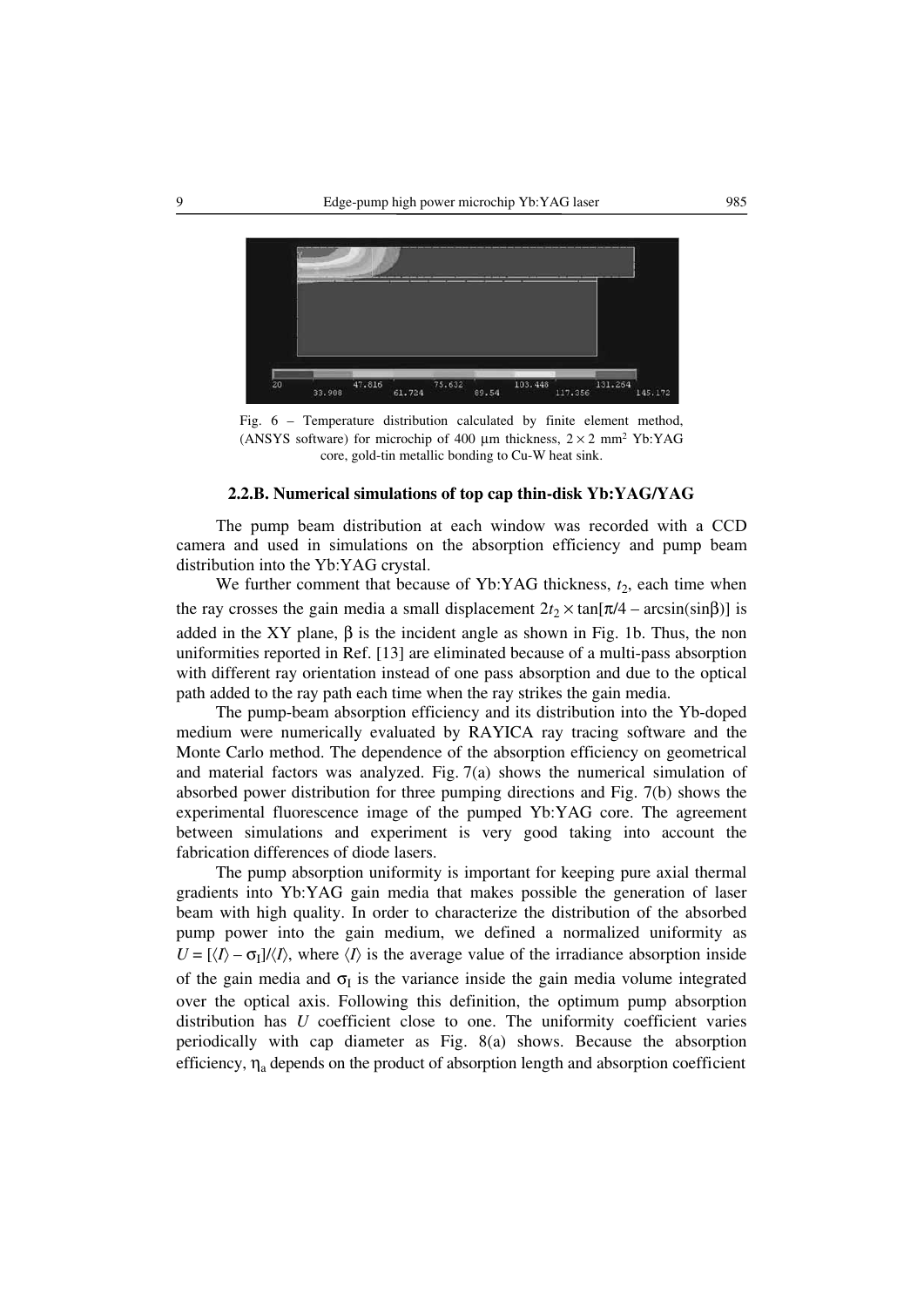Fig. 6 – Temperature distribution calculated by finite element method, (ANSYS software) for microchip of 400 μm thickness, $2 \times 2$ mm$^2$ Yb:YAG core, gold-tin metallic bonding to Cu-W heat sink.

### 2.2.B. Numerical simulations of top cap thin-disk Yb:YAG/YAG

The pump beam distribution at each window was recorded with a CCD camera and used in simulations on the absorption efficiency and pump beam distribution into the Yb:YAG crystal.

We further comment that because of Yb:YAG thickness, $t_2$, each time when the ray crosses the gain media a small displacement $2t_2 \times \tan[\pi/4 - \arcsin(\sin\beta)]$ is added in the XY plane, $\beta$ is the incident angle as shown in Fig. 1b. Thus, the non uniformities reported in Ref. [13] are eliminated because of a multi-pass absorption with different ray orientation instead of one pass absorption and due to the optical path added to the ray path each time when the ray strikes the gain media.

The pump-beam absorption efficiency and its distribution into the Yb-doped medium were numerically evaluated by RAYICA ray tracing software and the Monte Carlo method. The dependence of the absorption efficiency on geometrical and material factors was analyzed. Fig. 7(a) shows the numerical simulation of absorbed power distribution for three pumping directions and Fig. 7(b) shows the experimental fluorescence image of the pumped Yb:YAG core. The agreement between simulations and experiment is very good taking into account the fabrication differences of diode lasers.

The pump absorption uniformity is important for keeping pure axial thermal gradients into Yb:YAG gain media that makes possible the generation of laser beam with high quality. In order to characterize the distribution of the absorbed pump power into the gain medium, we defined a normalized uniformity as $U = [\langle I \rangle - \sigma_I]/\langle I \rangle$, where $\langle I \rangle$ is the average value of the irradiance absorption inside of the gain media and $\sigma_I$ is the variance inside the gain media volume integrated over the optical axis. Following this definition, the optimum pump absorption distribution has $U$ coefficient close to one. The uniformity coefficient varies periodically with cap diameter as Fig. 8(a) shows. Because the absorption efficiency, $\eta_a$ depends on the product of absorption length and absorption coefficient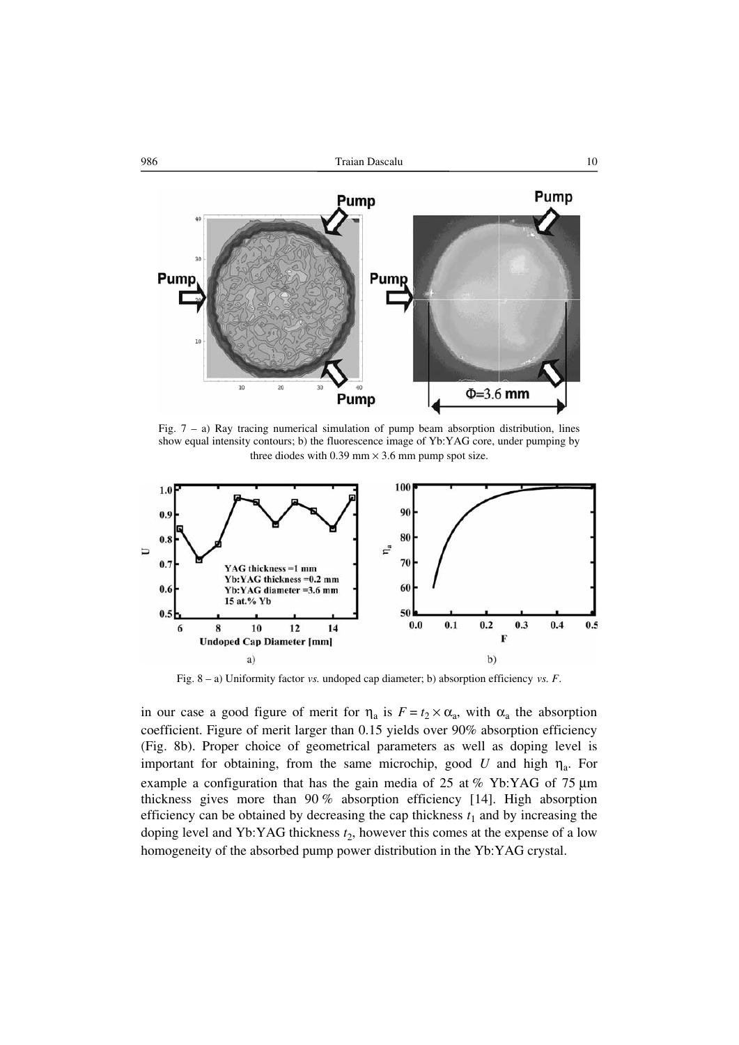Fig. 7 – a) Ray tracing numerical simulation of pump beam absorption distribution, lines show equal intensity contours; b) the fluorescence image of Yb:YAG core, under pumping by three diodes with 0.39 mm × 3.6 mm pump spot size.

Fig. 8 – a) Uniformity factor *vs.* undoped cap diameter; b) absorption efficiency *vs. F*.

in our case a good figure of merit for $\eta_a$ is $F = t_2 \times \alpha_a$, with $\alpha_a$ the absorption coefficient. Figure of merit larger than 0.15 yields over 90% absorption efficiency (Fig. 8b). Proper choice of geometrical parameters as well as doping level is important for obtaining, from the same microchip, good $U$ and high $\eta_a$. For example a configuration that has the gain media of 25 at % Yb:YAG of 75 μm thickness gives more than 90 % absorption efficiency [14]. High absorption efficiency can be obtained by decreasing the cap thickness $t_1$ and by increasing the doping level and Yb:YAG thickness $t_2$, however this comes at the expense of a low homogeneity of the absorbed pump power distribution in the Yb:YAG crystal.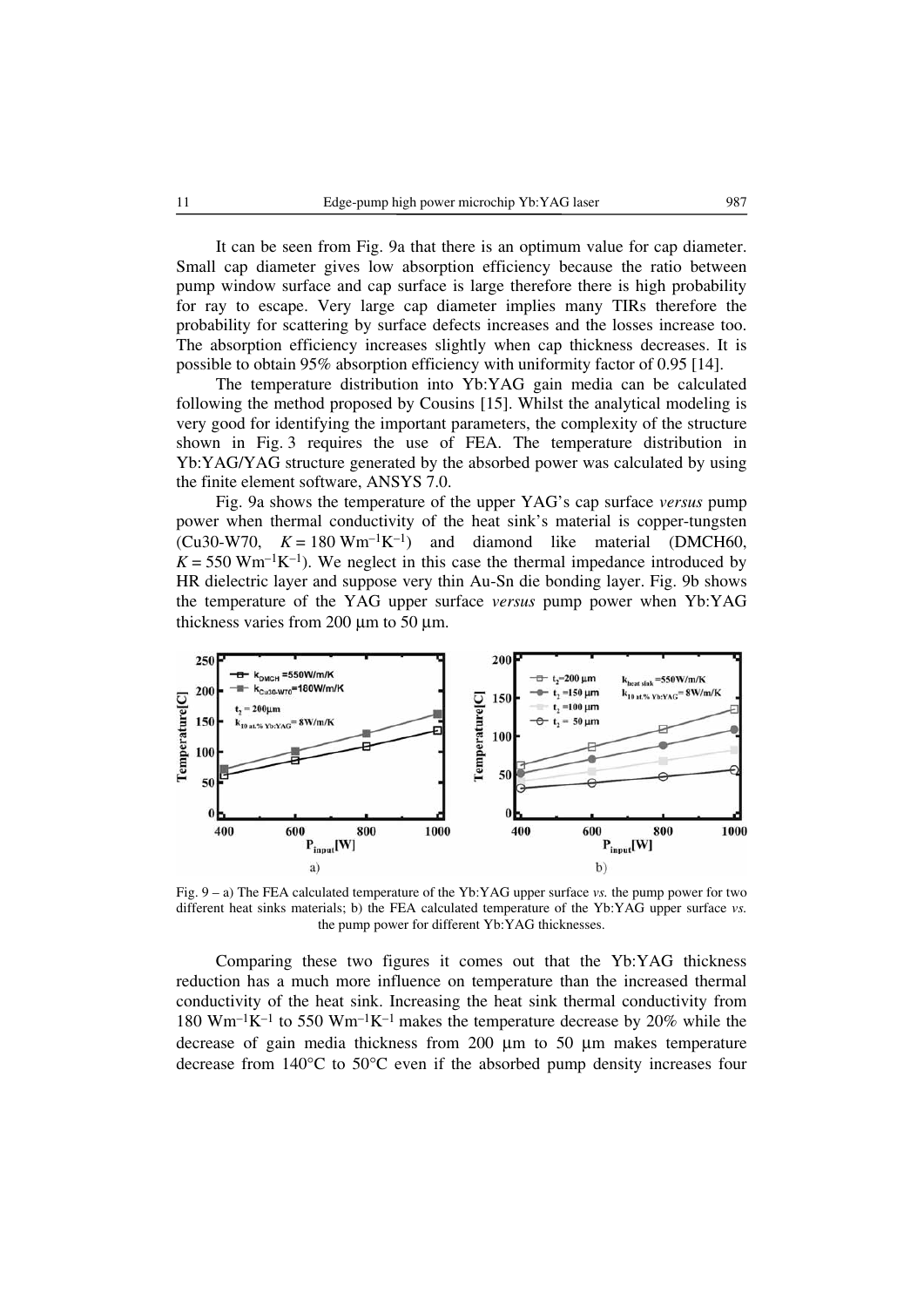It can be seen from Fig. 9a that there is an optimum value for cap diameter. Small cap diameter gives low absorption efficiency because the ratio between pump window surface and cap surface is large therefore there is high probability for ray to escape. Very large cap diameter implies many TIRs therefore the probability for scattering by surface defects increases and the losses increase too. The absorption efficiency increases slightly when cap thickness decreases. It is possible to obtain 95% absorption efficiency with uniformity factor of 0.95 [14].

The temperature distribution into Yb:YAG gain media can be calculated following the method proposed by Cousins [15]. Whilst the analytical modeling is very good for identifying the important parameters, the complexity of the structure shown in Fig. 3 requires the use of FEA. The temperature distribution in Yb:YAG/YAG structure generated by the absorbed power was calculated by using the finite element software, ANSYS 7.0.

Fig. 9a shows the temperature of the upper YAG's cap surface *versus* pump power when thermal conductivity of the heat sink's material is copper-tungsten (Cu30-W70, $K = 180\ \mathrm{Wm^{-1}K^{-1}}$) and diamond like material (DMCH60, $K = 550\ \mathrm{Wm^{-1}K^{-1}}$). We neglect in this case the thermal impedance introduced by HR dielectric layer and suppose very thin Au-Sn die bonding layer. Fig. 9b shows the temperature of the YAG upper surface *versus* pump power when Yb:YAG thickness varies from 200 μm to 50 μm.

Fig. 9 – a) The FEA calculated temperature of the Yb:YAG upper surface *vs.* the pump power for two different heat sinks materials; b) the FEA calculated temperature of the Yb:YAG upper surface *vs.* the pump power for different Yb:YAG thicknesses.

Comparing these two figures it comes out that the Yb:YAG thickness reduction has a much more influence on temperature than the increased thermal conductivity of the heat sink. Increasing the heat sink thermal conductivity from $180\ \mathrm{Wm^{-1}K^{-1}}$ to $550\ \mathrm{Wm^{-1}K^{-1}}$ makes the temperature decrease by 20% while the decrease of gain media thickness from 200 μm to 50 μm makes temperature decrease from 140°C to 50°C even if the absorbed pump density increases four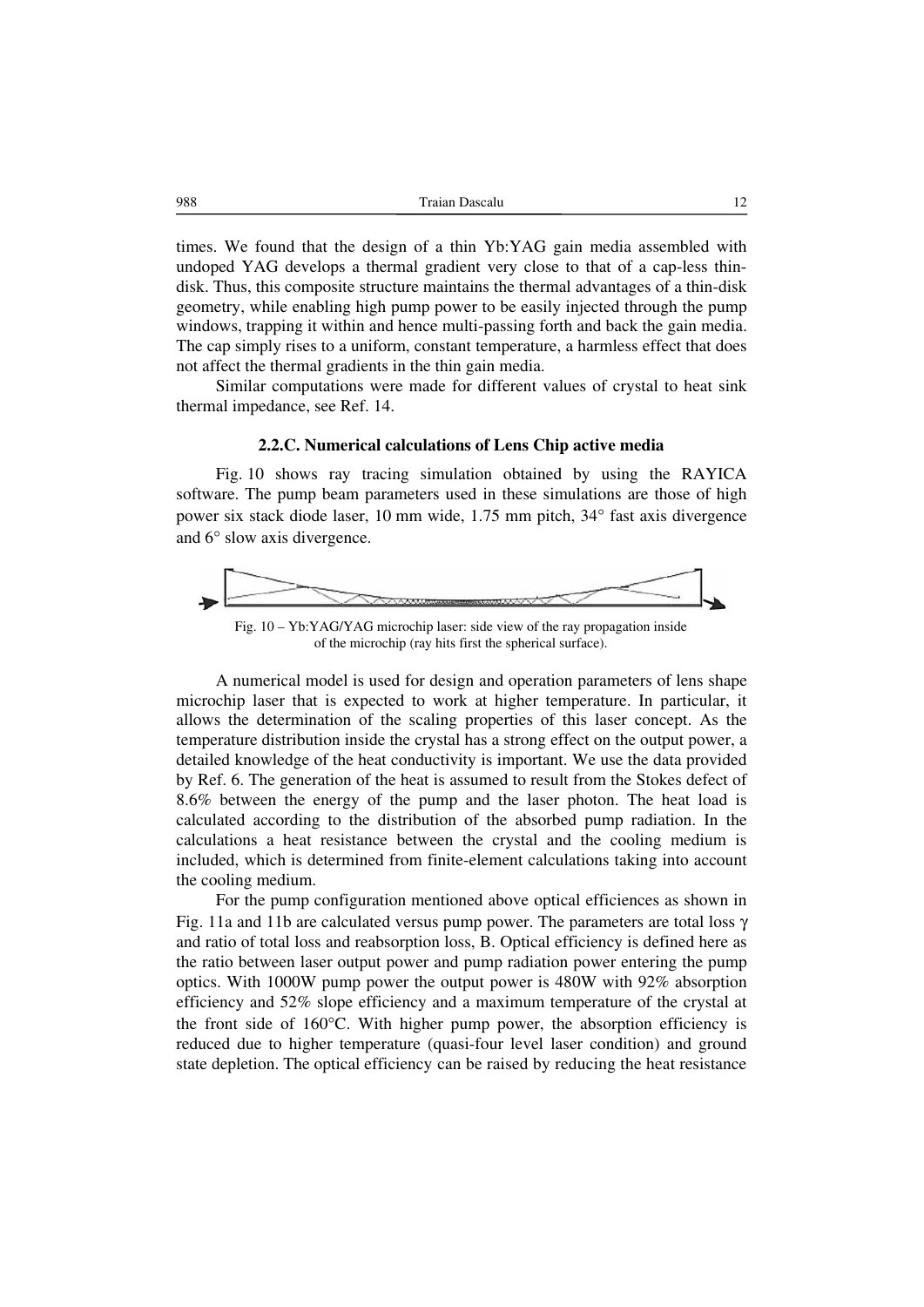times. We found that the design of a thin Yb:YAG gain media assembled with undoped YAG develops a thermal gradient very close to that of a cap-less thin-disk. Thus, this composite structure maintains the thermal advantages of a thin-disk geometry, while enabling high pump power to be easily injected through the pump windows, trapping it within and hence multi-passing forth and back the gain media. The cap simply rises to a uniform, constant temperature, a harmless effect that does not affect the thermal gradients in the thin gain media.

Similar computations were made for different values of crystal to heat sink thermal impedance, see Ref. 14.

### 2.2.C. Numerical calculations of Lens Chip active media

Fig. 10 shows ray tracing simulation obtained by using the RAYICA software. The pump beam parameters used in these simulations are those of high power six stack diode laser, 10 mm wide, 1.75 mm pitch, 34° fast axis divergence and 6° slow axis divergence.

Fig. 10 – Yb:YAG/YAG microchip laser: side view of the ray propagation inside of the microchip (ray hits first the spherical surface).

A numerical model is used for design and operation parameters of lens shape microchip laser that is expected to work at higher temperature. In particular, it allows the determination of the scaling properties of this laser concept. As the temperature distribution inside the crystal has a strong effect on the output power, a detailed knowledge of the heat conductivity is important. We use the data provided by Ref. 6. The generation of the heat is assumed to result from the Stokes defect of 8.6% between the energy of the pump and the laser photon. The heat load is calculated according to the distribution of the absorbed pump radiation. In the calculations a heat resistance between the crystal and the cooling medium is included, which is determined from finite-element calculations taking into account the cooling medium.

For the pump configuration mentioned above optical efficiences as shown in Fig. 11a and 11b are calculated versus pump power. The parameters are total loss $\gamma$ and ratio of total loss and reabsorption loss, B. Optical efficiency is defined here as the ratio between laser output power and pump radiation power entering the pump optics. With 1000W pump power the output power is 480W with 92% absorption efficiency and 52% slope efficiency and a maximum temperature of the crystal at the front side of 160°C. With higher pump power, the absorption efficiency is reduced due to higher temperature (quasi-four level laser condition) and ground state depletion. The optical efficiency can be raised by reducing the heat resistance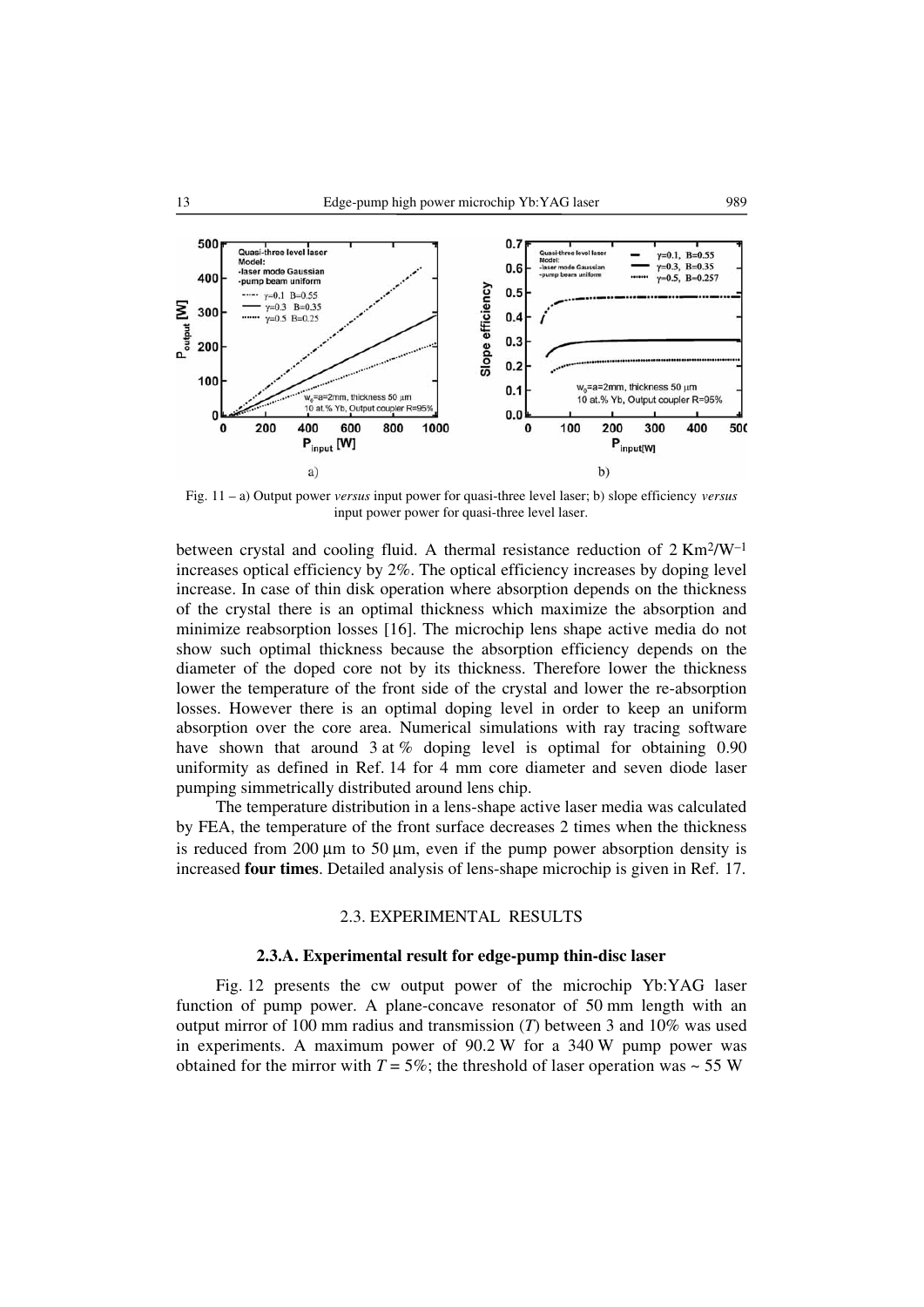Fig. 11 – a) Output power *versus* input power for quasi-three level laser; b) slope efficiency *versus* input power power for quasi-three level laser.

between crystal and cooling fluid. A thermal resistance reduction of 2 $Km^2/W^{-1}$ increases optical efficiency by 2%. The optical efficiency increases by doping level increase. In case of thin disk operation where absorption depends on the thickness of the crystal there is an optimal thickness which maximize the absorption and minimize reabsorption losses [16]. The microchip lens shape active media do not show such optimal thickness because the absorption efficiency depends on the diameter of the doped core not by its thickness. Therefore lower the thickness lower the temperature of the front side of the crystal and lower the re-absorption losses. However there is an optimal doping level in order to keep an uniform absorption over the core area. Numerical simulations with ray tracing software have shown that around 3 at % doping level is optimal for obtaining 0.90 uniformity as defined in Ref. 14 for 4 mm core diameter and seven diode laser pumping simmetrically distributed around lens chip.

The temperature distribution in a lens-shape active laser media was calculated by FEA, the temperature of the front surface decreases 2 times when the thickness is reduced from 200 μm to 50 μm, even if the pump power absorption density is increased **four times**. Detailed analysis of lens-shape microchip is given in Ref. 17.

## 2.3. EXPERIMENTAL RESULTS

### 2.3.A. Experimental result for edge-pump thin-disc laser

Fig. 12 presents the cw output power of the microchip Yb:YAG laser function of pump power. A plane-concave resonator of 50 mm length with an output mirror of 100 mm radius and transmission (*T*) between 3 and 10% was used in experiments. A maximum power of 90.2 W for a 340 W pump power was obtained for the mirror with $T = 5\%$; the threshold of laser operation was ~ 55 W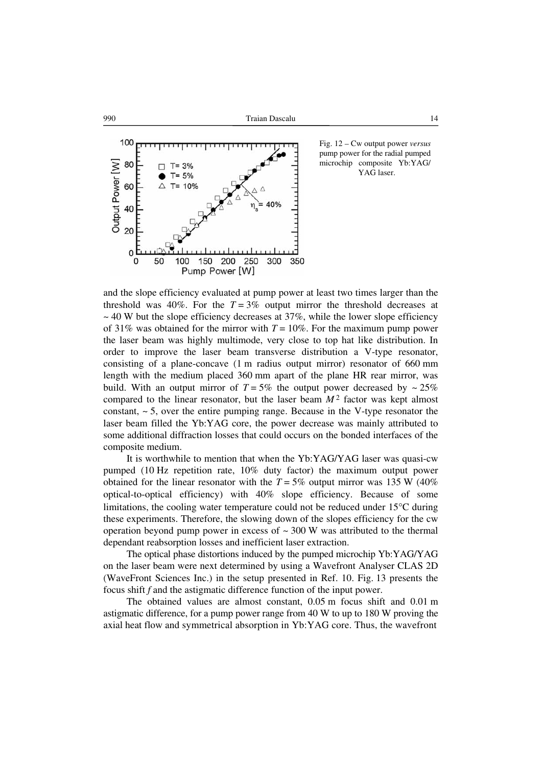Fig. 12 – Cw output power *versus* pump power for the radial pumped microchip composite Yb:YAG/YAG laser.

and the slope efficiency evaluated at pump power at least two times larger than the threshold was 40%. For the $T = 3\%$ output mirror the threshold decreases at ~ 40 W but the slope efficiency decreases at 37%, while the lower slope efficiency of 31% was obtained for the mirror with $T = 10\%$. For the maximum pump power the laser beam was highly multimode, very close to top hat like distribution. In order to improve the laser beam transverse distribution a V-type resonator, consisting of a plane-concave (1 m radius output mirror) resonator of 660 mm length with the medium placed 360 mm apart of the plane HR rear mirror, was build. With an output mirror of $T = 5\%$ the output power decreased by ~ 25% compared to the linear resonator, but the laser beam $M^2$ factor was kept almost constant, ~ 5, over the entire pumping range. Because in the V-type resonator the laser beam filled the Yb:YAG core, the power decrease was mainly attributed to some additional diffraction losses that could occurs on the bonded interfaces of the composite medium.

It is worthwhile to mention that when the Yb:YAG/YAG laser was quasi-cw pumped (10 Hz repetition rate, 10% duty factor) the maximum output power obtained for the linear resonator with the $T = 5\%$ output mirror was 135 W (40% optical-to-optical efficiency) with 40% slope efficiency. Because of some limitations, the cooling water temperature could not be reduced under 15°C during these experiments. Therefore, the slowing down of the slopes efficiency for the cw operation beyond pump power in excess of ~ 300 W was attributed to the thermal dependant reabsorption losses and inefficient laser extraction.

The optical phase distortions induced by the pumped microchip Yb:YAG/YAG on the laser beam were next determined by using a Wavefront Analyser CLAS 2D (WaveFront Sciences Inc.) in the setup presented in Ref. 10. Fig. 13 presents the focus shift $f$ and the astigmatic difference function of the input power.

The obtained values are almost constant, 0.05 m focus shift and 0.01 m astigmatic difference, for a pump power range from 40 W to up to 180 W proving the axial heat flow and symmetrical absorption in Yb:YAG core. Thus, the wavefront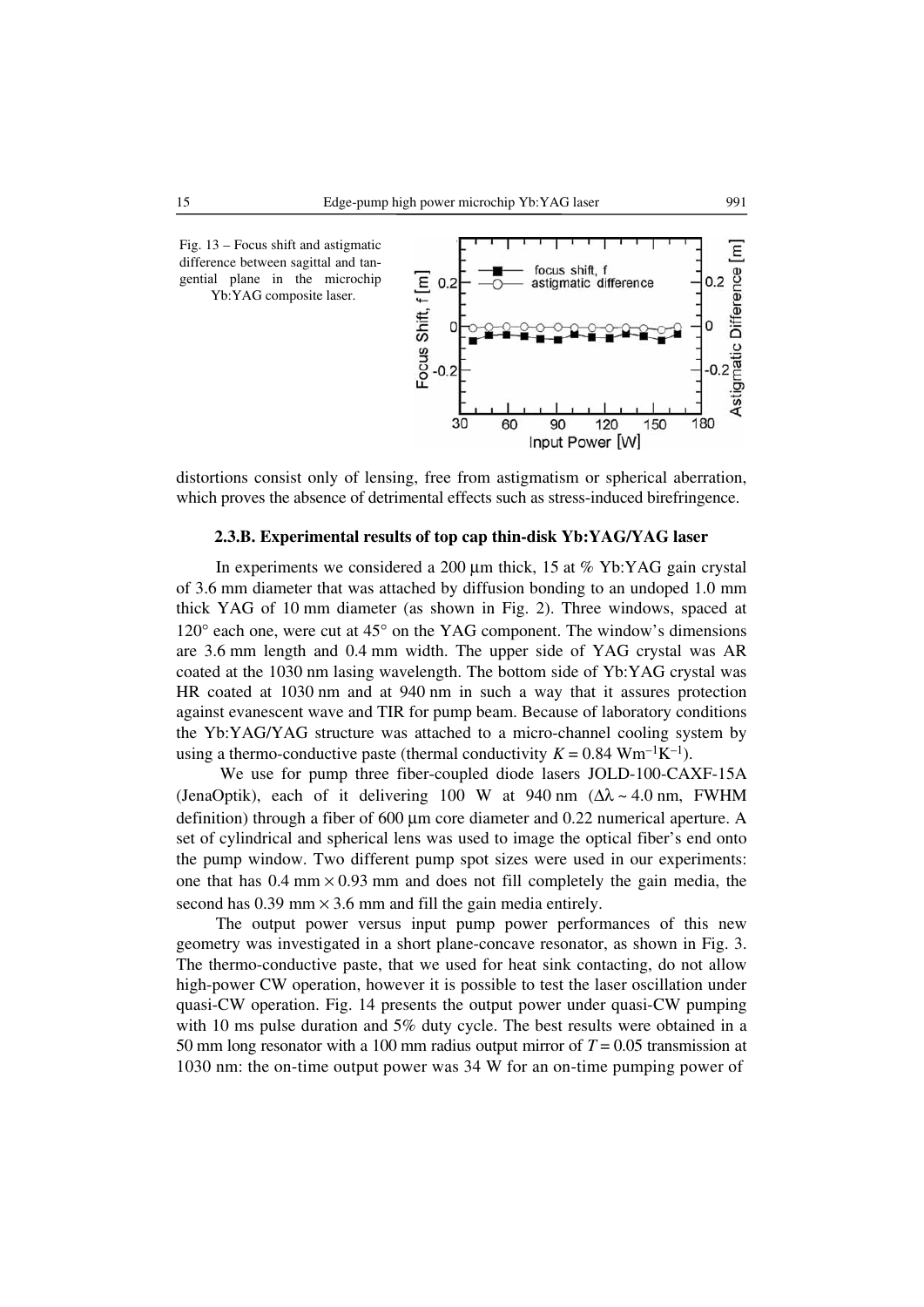Fig. 13 – Focus shift and astigmatic difference between sagittal and tangential plane in the microchip Yb:YAG composite laser.

distortions consist only of lensing, free from astigmatism or spherical aberration, which proves the absence of detrimental effects such as stress-induced birefringence.

### 2.3.B. Experimental results of top cap thin-disk Yb:YAG/YAG laser

In experiments we considered a 200 μm thick, 15 at % Yb:YAG gain crystal of 3.6 mm diameter that was attached by diffusion bonding to an undoped 1.0 mm thick YAG of 10 mm diameter (as shown in Fig. 2). Three windows, spaced at 120° each one, were cut at 45° on the YAG component. The window's dimensions are 3.6 mm length and 0.4 mm width. The upper side of YAG crystal was AR coated at the 1030 nm lasing wavelength. The bottom side of Yb:YAG crystal was HR coated at 1030 nm and at 940 nm in such a way that it assures protection against evanescent wave and TIR for pump beam. Because of laboratory conditions the Yb:YAG/YAG structure was attached to a micro-channel cooling system by using a thermo-conductive paste (thermal conductivity $K = 0.84$ $\mathrm{Wm^{-1}K^{-1}}$).

We use for pump three fiber-coupled diode lasers JOLD-100-CAXF-15A (JenaOptik), each of it delivering 100 W at 940 nm ($\Delta\lambda \sim 4.0$ nm, FWHM definition) through a fiber of 600 μm core diameter and 0.22 numerical aperture. A set of cylindrical and spherical lens was used to image the optical fiber's end onto the pump window. Two different pump spot sizes were used in our experiments: one that has 0.4 mm × 0.93 mm and does not fill completely the gain media, the second has 0.39 mm × 3.6 mm and fill the gain media entirely.

The output power versus input pump power performances of this new geometry was investigated in a short plane-concave resonator, as shown in Fig. 3. The thermo-conductive paste, that we used for heat sink contacting, do not allow high-power CW operation, however it is possible to test the laser oscillation under quasi-CW operation. Fig. 14 presents the output power under quasi-CW pumping with 10 ms pulse duration and 5% duty cycle. The best results were obtained in a 50 mm long resonator with a 100 mm radius output mirror of $T = 0.05$ transmission at 1030 nm: the on-time output power was 34 W for an on-time pumping power of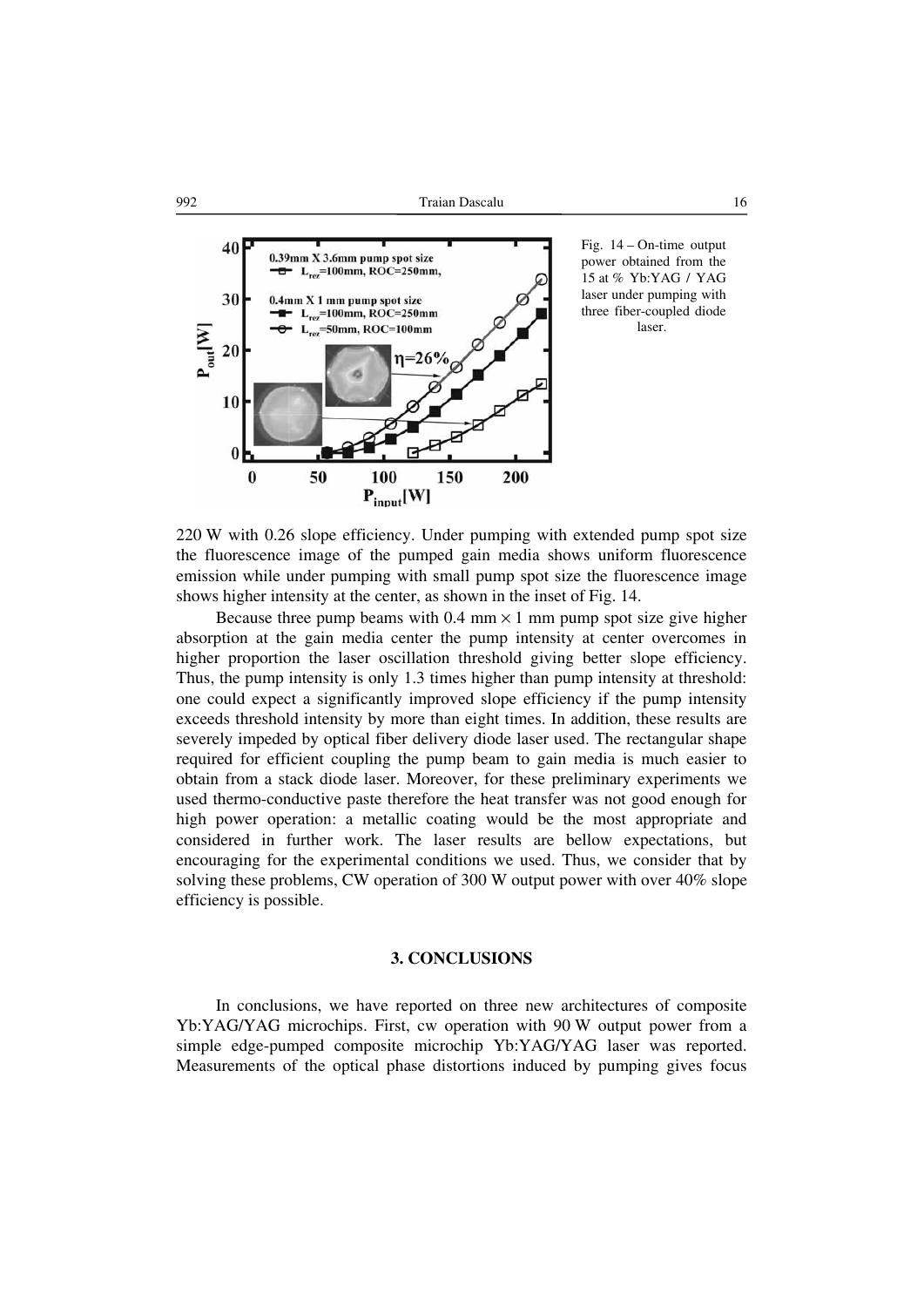Fig. 14 – On-time output power obtained from the 15 at % Yb:YAG / YAG laser under pumping with three fiber-coupled diode laser.

220 W with 0.26 slope efficiency. Under pumping with extended pump spot size the fluorescence image of the pumped gain media shows uniform fluorescence emission while under pumping with small pump spot size the fluorescence image shows higher intensity at the center, as shown in the inset of Fig. 14.

Because three pump beams with 0.4 mm × 1 mm pump spot size give higher absorption at the gain media center the pump intensity at center overcomes in higher proportion the laser oscillation threshold giving better slope efficiency. Thus, the pump intensity is only 1.3 times higher than pump intensity at threshold: one could expect a significantly improved slope efficiency if the pump intensity exceeds threshold intensity by more than eight times. In addition, these results are severely impeded by optical fiber delivery diode laser used. The rectangular shape required for efficient coupling the pump beam to gain media is much easier to obtain from a stack diode laser. Moreover, for these preliminary experiments we used thermo-conductive paste therefore the heat transfer was not good enough for high power operation: a metallic coating would be the most appropriate and considered in further work. The laser results are bellow expectations, but encouraging for the experimental conditions we used. Thus, we consider that by solving these problems, CW operation of 300 W output power with over 40% slope efficiency is possible.

## 3. CONCLUSIONS

In conclusions, we have reported on three new architectures of composite Yb:YAG/YAG microchips. First, cw operation with 90 W output power from a simple edge-pumped composite microchip Yb:YAG/YAG laser was reported. Measurements of the optical phase distortions induced by pumping gives focus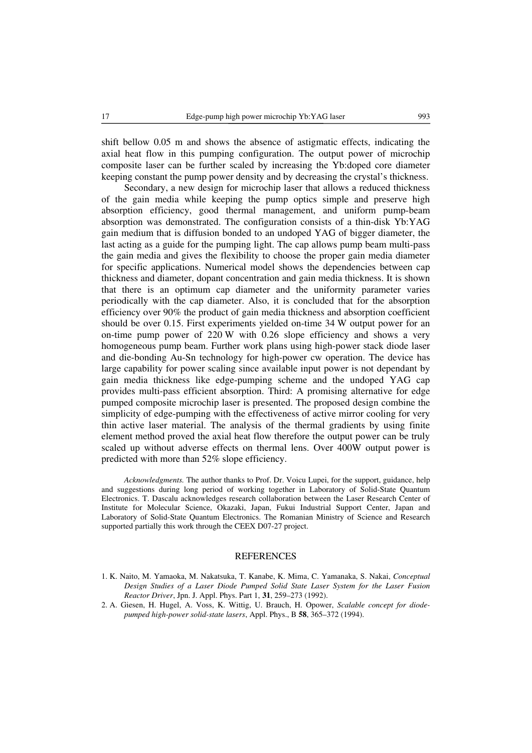shift bellow 0.05 m and shows the absence of astigmatic effects, indicating the axial heat flow in this pumping configuration. The output power of microchip composite laser can be further scaled by increasing the Yb:doped core diameter keeping constant the pump power density and by decreasing the crystal's thickness.

Secondary, a new design for microchip laser that allows a reduced thickness of the gain media while keeping the pump optics simple and preserve high absorption efficiency, good thermal management, and uniform pump-beam absorption was demonstrated. The configuration consists of a thin-disk Yb:YAG gain medium that is diffusion bonded to an undoped YAG of bigger diameter, the last acting as a guide for the pumping light. The cap allows pump beam multi-pass the gain media and gives the flexibility to choose the proper gain media diameter for specific applications. Numerical model shows the dependencies between cap thickness and diameter, dopant concentration and gain media thickness. It is shown that there is an optimum cap diameter and the uniformity parameter varies periodically with the cap diameter. Also, it is concluded that for the absorption efficiency over 90% the product of gain media thickness and absorption coefficient should be over 0.15. First experiments yielded on-time 34 W output power for an on-time pump power of 220 W with 0.26 slope efficiency and shows a very homogeneous pump beam. Further work plans using high-power stack diode laser and die-bonding Au-Sn technology for high-power cw operation. The device has large capability for power scaling since available input power is not dependant by gain media thickness like edge-pumping scheme and the undoped YAG cap provides multi-pass efficient absorption. Third: A promising alternative for edge pumped composite microchip laser is presented. The proposed design combine the simplicity of edge-pumping with the effectiveness of active mirror cooling for very thin active laser material. The analysis of the thermal gradients by using finite element method proved the axial heat flow therefore the output power can be truly scaled up without adverse effects on thermal lens. Over 400W output power is predicted with more than 52% slope efficiency.

*Acknowledgments.* The author thanks to Prof. Dr. Voicu Lupei, for the support, guidance, help and suggestions during long period of working together in Laboratory of Solid-State Quantum Electronics. T. Dascalu acknowledges research collaboration between the Laser Research Center of Institute for Molecular Science, Okazaki, Japan, Fukui Industrial Support Center, Japan and Laboratory of Solid-State Quantum Electronics. The Romanian Ministry of Science and Research supported partially this work through the CEEX D07-27 project.

## REFERENCES

1. K. Naito, M. Yamaoka, M. Nakatsuka, T. Kanabe, K. Mima, C. Yamanaka, S. Nakai, *Conceptual Design Studies of a Laser Diode Pumped Solid State Laser System for the Laser Fusion Reactor Driver*, Jpn. J. Appl. Phys. Part 1, **31**, 259–273 (1992).
2. A. Giesen, H. Hugel, A. Voss, K. Wittig, U. Brauch, H. Opower, *Scalable concept for diode-pumped high-power solid-state lasers*, Appl. Phys., B **58**, 365–372 (1994).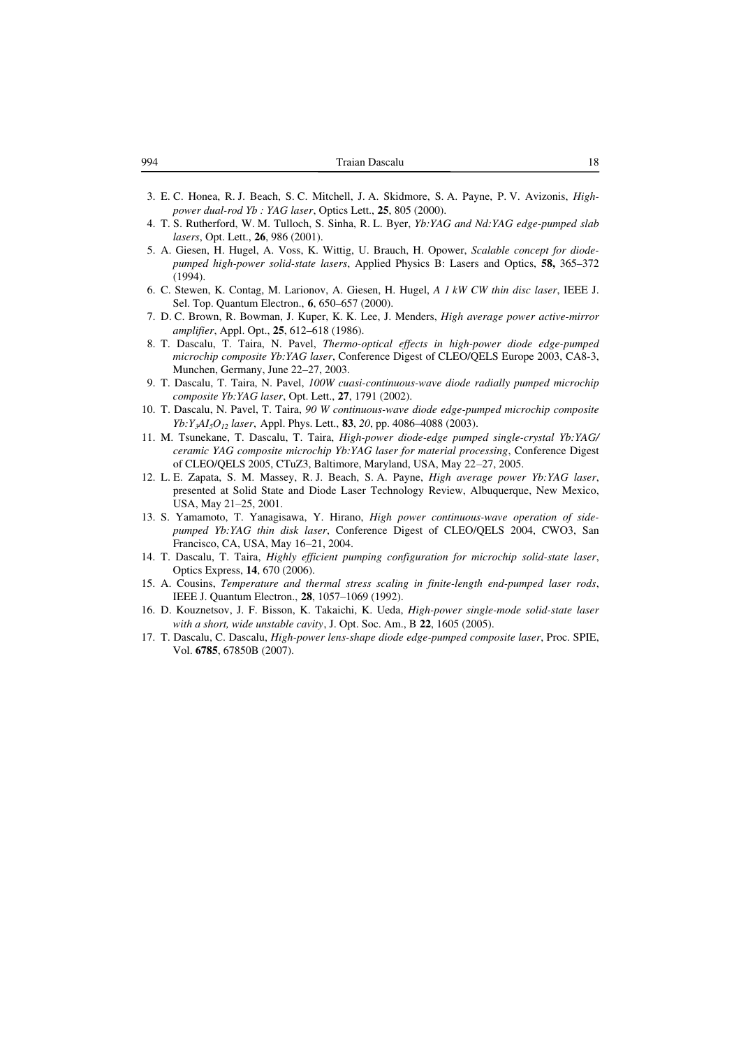3. E. C. Honea, R. J. Beach, S. C. Mitchell, J. A. Skidmore, S. A. Payne, P. V. Avizonis, *High-power dual-rod Yb : YAG laser*, Optics Lett., **25**, 805 (2000).
4. T. S. Rutherford, W. M. Tulloch, S. Sinha, R. L. Byer, *Yb:YAG and Nd:YAG edge-pumped slab lasers*, Opt. Lett., **26**, 986 (2001).
5. A. Giesen, H. Hugel, A. Voss, K. Wittig, U. Brauch, H. Opower, *Scalable concept for diode-pumped high-power solid-state lasers*, Applied Physics B: Lasers and Optics, **58,** 365–372 (1994).
6. C. Stewen, K. Contag, M. Larionov, A. Giesen, H. Hugel, *A 1 kW CW thin disc laser*, IEEE J. Sel. Top. Quantum Electron., **6**, 650–657 (2000).
7. D. C. Brown, R. Bowman, J. Kuper, K. K. Lee, J. Menders, *High average power active-mirror amplifier*, Appl. Opt., **25**, 612–618 (1986).
8. T. Dascalu, T. Taira, N. Pavel, *Thermo-optical effects in high-power diode edge-pumped microchip composite Yb:YAG laser*, Conference Digest of CLEO/QELS Europe 2003, CA8-3, Munchen, Germany, June 22–27, 2003.
9. T. Dascalu, T. Taira, N. Pavel, *100W cuasi-continuous-wave diode radially pumped microchip composite Yb:YAG laser*, Opt. Lett., **27**, 1791 (2002).
10. T. Dascalu, N. Pavel, T. Taira, *90 W continuous-wave diode edge-pumped microchip composite Yb:$Y_3Al_5O_{12}$ laser*, Appl. Phys. Lett., **83**, *20*, pp. 4086–4088 (2003).
11. M. Tsunekane, T. Dascalu, T. Taira, *High-power diode-edge pumped single-crystal Yb:YAG/ ceramic YAG composite microchip Yb:YAG laser for material processing*, Conference Digest of CLEO/QELS 2005, CTuZ3, Baltimore, Maryland, USA, May 22–27, 2005.
12. L. E. Zapata, S. M. Massey, R. J. Beach, S. A. Payne, *High average power Yb:YAG laser*, presented at Solid State and Diode Laser Technology Review, Albuquerque, New Mexico, USA, May 21–25, 2001.
13. S. Yamamoto, T. Yanagisawa, Y. Hirano, *High power continuous-wave operation of side-pumped Yb:YAG thin disk laser*, Conference Digest of CLEO/QELS 2004, CWO3, San Francisco, CA, USA, May 16–21, 2004.
14. T. Dascalu, T. Taira, *Highly efficient pumping configuration for microchip solid-state laser*, Optics Express, **14**, 670 (2006).
15. A. Cousins, *Temperature and thermal stress scaling in finite-length end-pumped laser rods*, IEEE J. Quantum Electron., **28**, 1057–1069 (1992).
16. D. Kouznetsov, J. F. Bisson, K. Takaichi, K. Ueda, *High-power single-mode solid-state laser with a short, wide unstable cavity*, J. Opt. Soc. Am., B **22**, 1605 (2005).
17. T. Dascalu, C. Dascalu, *High-power lens-shape diode edge-pumped composite laser*, Proc. SPIE, Vol. **6785**, 67850B (2007).